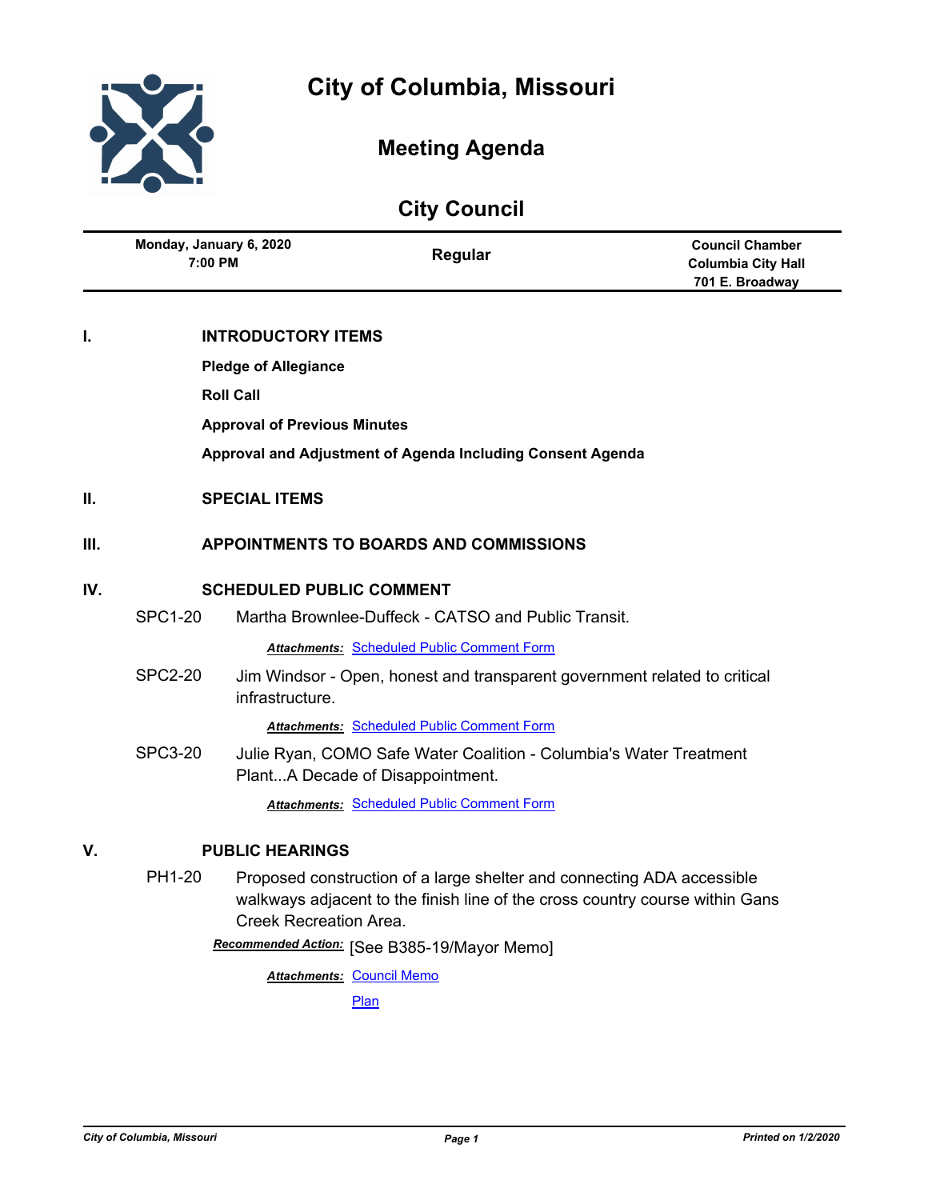# City of Columbia, Missouri

## Meeting Agenda

## City Council

| Monday, January 6, 2020 7:00 PM | Regular | Council Chamber Columbia City Hall 701 E. Broadway |
|---|---|---|

**I. INTRODUCTORY ITEMS**

**Pledge of Allegiance**

**Roll Call**

**Approval of Previous Minutes**

**Approval and Adjustment of Agenda Including Consent Agenda**

**II. SPECIAL ITEMS**

**III. APPOINTMENTS TO BOARDS AND COMMISSIONS**

**IV. SCHEDULED PUBLIC COMMENT**

SPC1-20 Martha Brownlee-Duffeck - CATSO and Public Transit.

***Attachments:*** Scheduled Public Comment Form

SPC2-20 Jim Windsor - Open, honest and transparent government related to critical infrastructure.

***Attachments:*** Scheduled Public Comment Form

SPC3-20 Julie Ryan, COMO Safe Water Coalition - Columbia's Water Treatment Plant...A Decade of Disappointment.

***Attachments:*** Scheduled Public Comment Form

**V. PUBLIC HEARINGS**

PH1-20 Proposed construction of a large shelter and connecting ADA accessible walkways adjacent to the finish line of the cross country course within Gans Creek Recreation Area.

***Recommended Action:*** [See B385-19/Mayor Memo]

***Attachments:*** Council Memo

Plan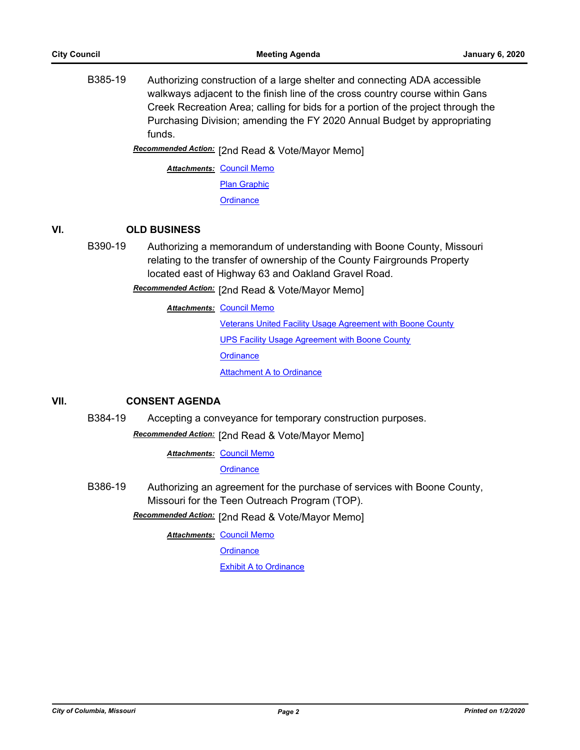B385-19 Authorizing construction of a large shelter and connecting ADA accessible walkways adjacent to the finish line of the cross country course within Gans Creek Recreation Area; calling for bids for a portion of the project through the Purchasing Division; amending the FY 2020 Annual Budget by appropriating funds.

***Recommended Action:*** [2nd Read & Vote/Mayor Memo]

***Attachments:*** Council Memo
Plan Graphic
Ordinance

## VI. OLD BUSINESS

B390-19 Authorizing a memorandum of understanding with Boone County, Missouri relating to the transfer of ownership of the County Fairgrounds Property located east of Highway 63 and Oakland Gravel Road.

***Recommended Action:*** [2nd Read & Vote/Mayor Memo]

***Attachments:*** Council Memo
Veterans United Facility Usage Agreement with Boone County
UPS Facility Usage Agreement with Boone County
Ordinance
Attachment A to Ordinance

## VII. CONSENT AGENDA

B384-19 Accepting a conveyance for temporary construction purposes.

***Recommended Action:*** [2nd Read & Vote/Mayor Memo]

***Attachments:*** Council Memo
Ordinance

B386-19 Authorizing an agreement for the purchase of services with Boone County, Missouri for the Teen Outreach Program (TOP).

***Recommended Action:*** [2nd Read & Vote/Mayor Memo]

***Attachments:*** Council Memo
Ordinance
Exhibit A to Ordinance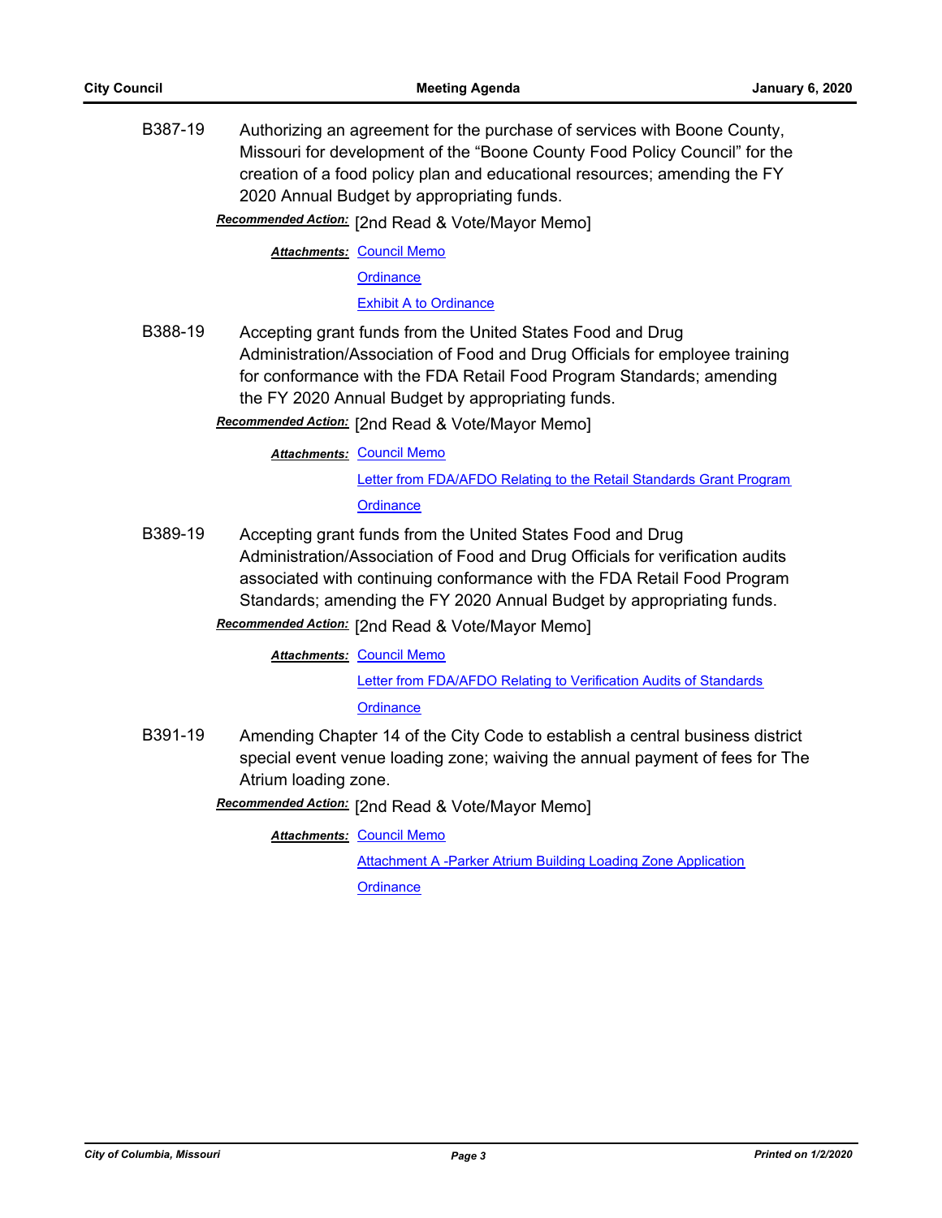B387-19 Authorizing an agreement for the purchase of services with Boone County, Missouri for development of the "Boone County Food Policy Council" for the creation of a food policy plan and educational resources; amending the FY 2020 Annual Budget by appropriating funds.

***Recommended Action:*** [2nd Read & Vote/Mayor Memo]

***Attachments:*** Council Memo
Ordinance
Exhibit A to Ordinance

B388-19 Accepting grant funds from the United States Food and Drug Administration/Association of Food and Drug Officials for employee training for conformance with the FDA Retail Food Program Standards; amending the FY 2020 Annual Budget by appropriating funds.

***Recommended Action:*** [2nd Read & Vote/Mayor Memo]

***Attachments:*** Council Memo
Letter from FDA/AFDO Relating to the Retail Standards Grant Program
Ordinance

B389-19 Accepting grant funds from the United States Food and Drug Administration/Association of Food and Drug Officials for verification audits associated with continuing conformance with the FDA Retail Food Program Standards; amending the FY 2020 Annual Budget by appropriating funds.

***Recommended Action:*** [2nd Read & Vote/Mayor Memo]

***Attachments:*** Council Memo
Letter from FDA/AFDO Relating to Verification Audits of Standards
Ordinance

B391-19 Amending Chapter 14 of the City Code to establish a central business district special event venue loading zone; waiving the annual payment of fees for The Atrium loading zone.

***Recommended Action:*** [2nd Read & Vote/Mayor Memo]

***Attachments:*** Council Memo
Attachment A -Parker Atrium Building Loading Zone Application
Ordinance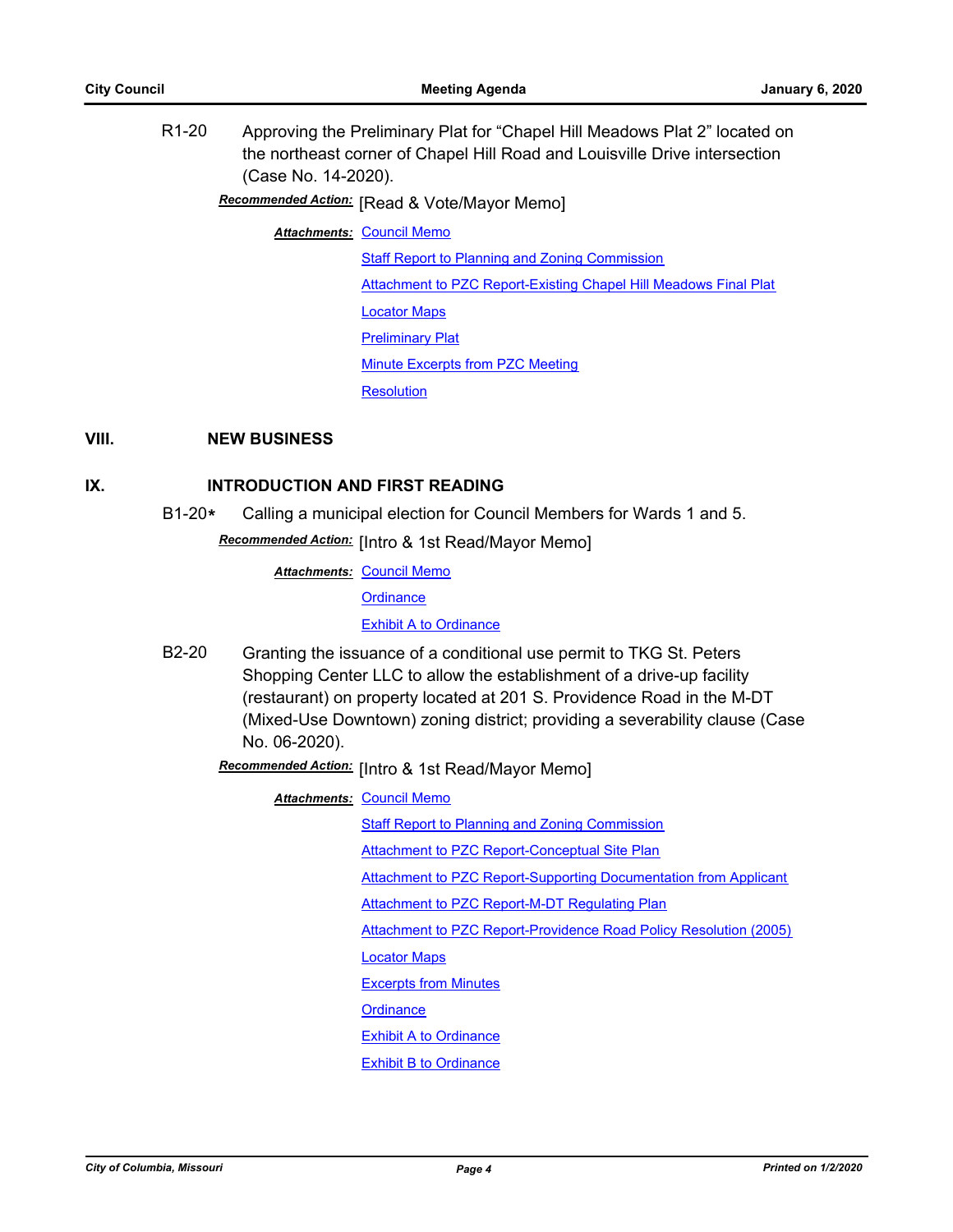R1-20 Approving the Preliminary Plat for “Chapel Hill Meadows Plat 2” located on the northeast corner of Chapel Hill Road and Louisville Drive intersection (Case No. 14-2020).

***Recommended Action:*** [Read & Vote/Mayor Memo]

***Attachments:*** Council Memo
Staff Report to Planning and Zoning Commission
Attachment to PZC Report-Existing Chapel Hill Meadows Final Plat
Locator Maps
Preliminary Plat
Minute Excerpts from PZC Meeting
Resolution

## VIII. NEW BUSINESS

## IX. INTRODUCTION AND FIRST READING

B1-20* Calling a municipal election for Council Members for Wards 1 and 5.

***Recommended Action:*** [Intro & 1st Read/Mayor Memo]

***Attachments:*** Council Memo
Ordinance
Exhibit A to Ordinance

B2-20 Granting the issuance of a conditional use permit to TKG St. Peters Shopping Center LLC to allow the establishment of a drive-up facility (restaurant) on property located at 201 S. Providence Road in the M-DT (Mixed-Use Downtown) zoning district; providing a severability clause (Case No. 06-2020).

***Recommended Action:*** [Intro & 1st Read/Mayor Memo]

***Attachments:*** Council Memo
Staff Report to Planning and Zoning Commission
Attachment to PZC Report-Conceptual Site Plan
Attachment to PZC Report-Supporting Documentation from Applicant
Attachment to PZC Report-M-DT Regulating Plan
Attachment to PZC Report-Providence Road Policy Resolution (2005)
Locator Maps
Excerpts from Minutes
Ordinance
Exhibit A to Ordinance
Exhibit B to Ordinance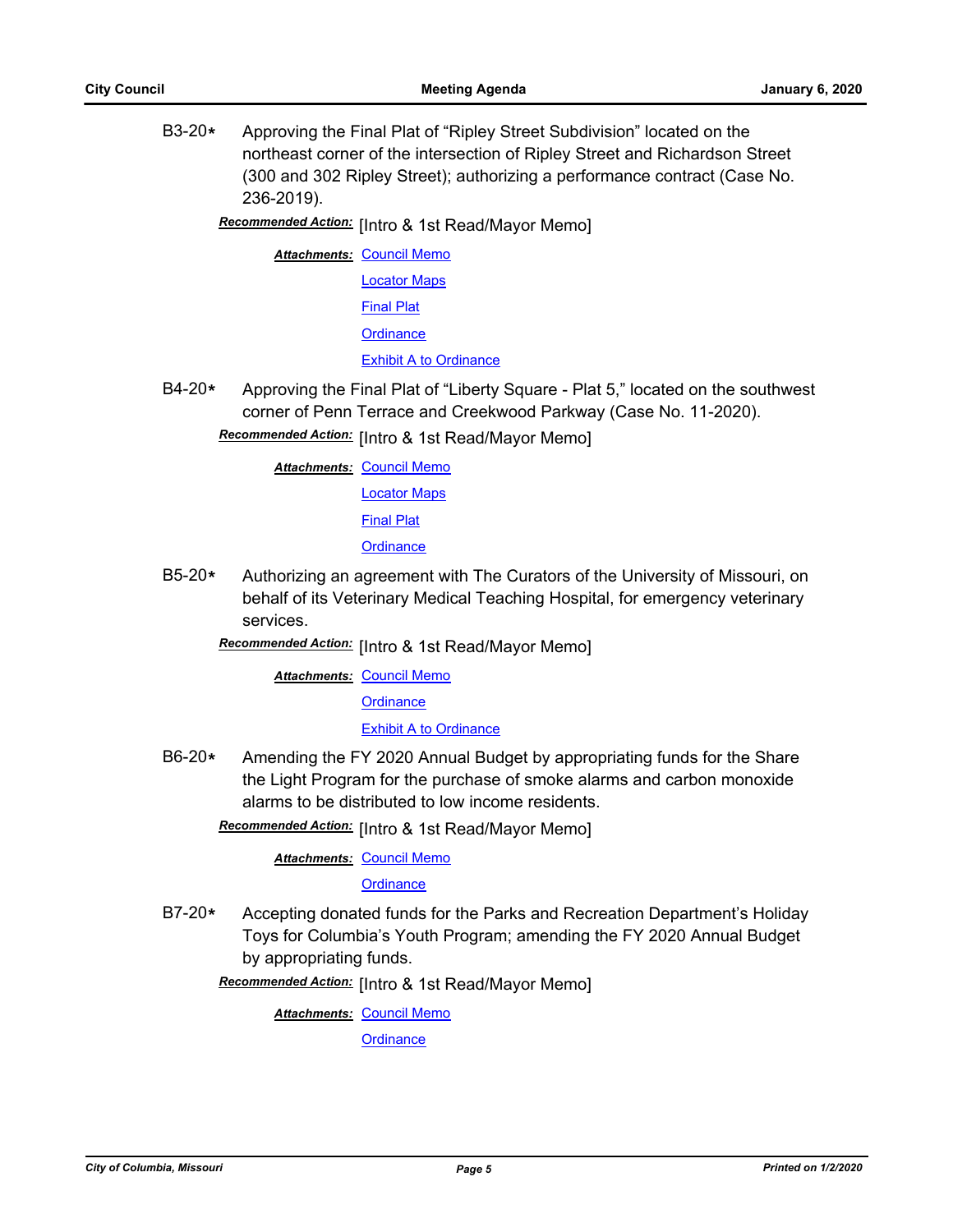B3-20* Approving the Final Plat of “Ripley Street Subdivision” located on the northeast corner of the intersection of Ripley Street and Richardson Street (300 and 302 Ripley Street); authorizing a performance contract (Case No. 236-2019).

***Recommended Action:*** [Intro & 1st Read/Mayor Memo]

***Attachments:*** Council Memo
Locator Maps
Final Plat
Ordinance
Exhibit A to Ordinance

B4-20* Approving the Final Plat of “Liberty Square - Plat 5,” located on the southwest corner of Penn Terrace and Creekwood Parkway (Case No. 11-2020).

***Recommended Action:*** [Intro & 1st Read/Mayor Memo]

***Attachments:*** Council Memo
Locator Maps
Final Plat
Ordinance

B5-20* Authorizing an agreement with The Curators of the University of Missouri, on behalf of its Veterinary Medical Teaching Hospital, for emergency veterinary services.

***Recommended Action:*** [Intro & 1st Read/Mayor Memo]

***Attachments:*** Council Memo
Ordinance
Exhibit A to Ordinance

B6-20* Amending the FY 2020 Annual Budget by appropriating funds for the Share the Light Program for the purchase of smoke alarms and carbon monoxide alarms to be distributed to low income residents.

***Recommended Action:*** [Intro & 1st Read/Mayor Memo]

***Attachments:*** Council Memo
Ordinance

B7-20* Accepting donated funds for the Parks and Recreation Department’s Holiday Toys for Columbia’s Youth Program; amending the FY 2020 Annual Budget by appropriating funds.

***Recommended Action:*** [Intro & 1st Read/Mayor Memo]

***Attachments:*** Council Memo
Ordinance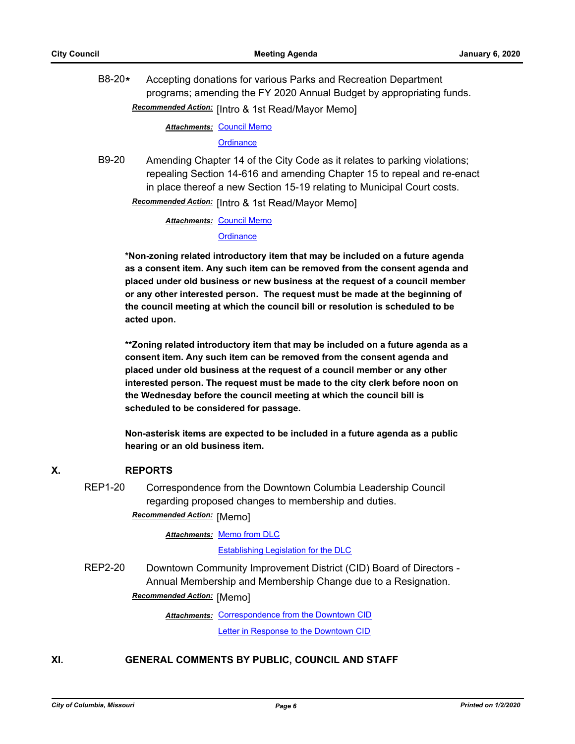B8-20* Accepting donations for various Parks and Recreation Department programs; amending the FY 2020 Annual Budget by appropriating funds.

***Recommended Action:*** [Intro & 1st Read/Mayor Memo]

***Attachments:*** Council Memo

Ordinance

B9-20 Amending Chapter 14 of the City Code as it relates to parking violations; repealing Section 14-616 and amending Chapter 15 to repeal and re-enact in place thereof a new Section 15-19 relating to Municipal Court costs.

***Recommended Action:*** [Intro & 1st Read/Mayor Memo]

***Attachments:*** Council Memo

Ordinance

**\*Non-zoning related introductory item that may be included on a future agenda as a consent item. Any such item can be removed from the consent agenda and placed under old business or new business at the request of a council member or any other interested person. The request must be made at the beginning of the council meeting at which the council bill or resolution is scheduled to be acted upon.**

**\*\*Zoning related introductory item that may be included on a future agenda as a consent item. Any such item can be removed from the consent agenda and placed under old business at the request of a council member or any other interested person. The request must be made to the city clerk before noon on the Wednesday before the council meeting at which the council bill is scheduled to be considered for passage.**

**Non-asterisk items are expected to be included in a future agenda as a public hearing or an old business item.**

## X. REPORTS

REP1-20 Correspondence from the Downtown Columbia Leadership Council regarding proposed changes to membership and duties.

***Recommended Action:*** [Memo]

***Attachments:*** Memo from DLC

Establishing Legislation for the DLC

REP2-20 Downtown Community Improvement District (CID) Board of Directors - Annual Membership and Membership Change due to a Resignation.

***Recommended Action:*** [Memo]

***Attachments:*** Correspondence from the Downtown CID

Letter in Response to the Downtown CID

## XI. GENERAL COMMENTS BY PUBLIC, COUNCIL AND STAFF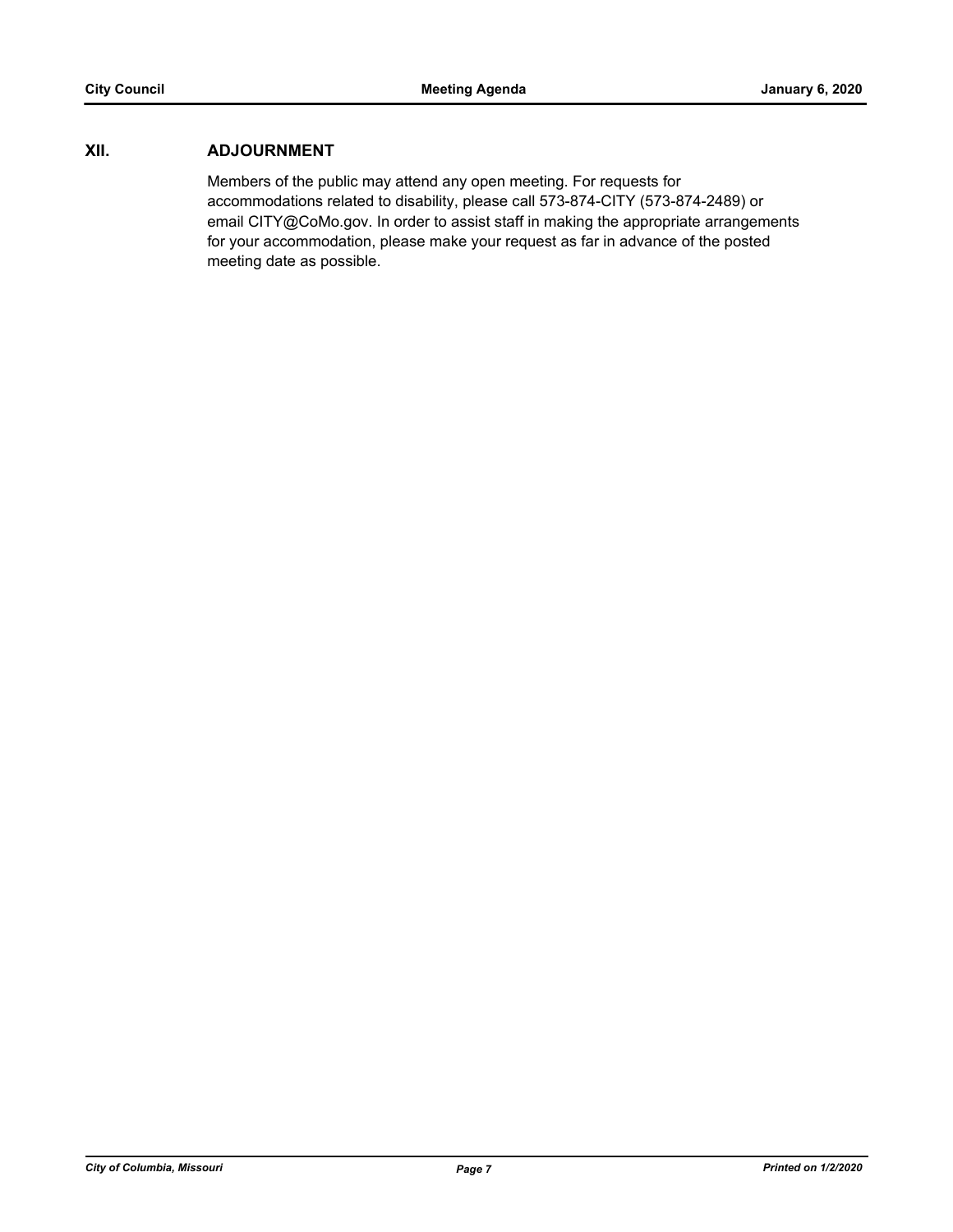## XII. ADJOURNMENT

Members of the public may attend any open meeting. For requests for accommodations related to disability, please call 573-874-CITY (573-874-2489) or email CITY@CoMo.gov. In order to assist staff in making the appropriate arrangements for your accommodation, please make your request as far in advance of the posted meeting date as possible.